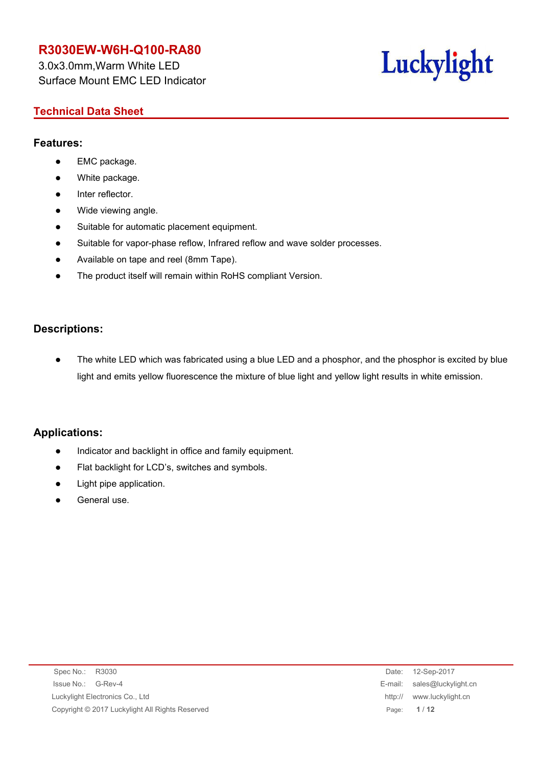# R3030EW-W6H-Q100-RA80

3.0x3.0mm,Warm White LED
Surface Mount EMC LED Indicator

Luckylight

## Technical Data Sheet

### Features:

- EMC package.
- White package.
- Inter reflector.
- Wide viewing angle.
- Suitable for automatic placement equipment.
- Suitable for vapor-phase reflow, Infrared reflow and wave solder processes.
- Available on tape and reel (8mm Tape).
- The product itself will remain within RoHS compliant Version.

### Descriptions:

- The white LED which was fabricated using a blue LED and a phosphor, and the phosphor is excited by blue light and emits yellow fluorescence the mixture of blue light and yellow light results in white emission.

### Applications:

- Indicator and backlight in office and family equipment.
- Flat backlight for LCD's, switches and symbols.
- Light pipe application.
- General use.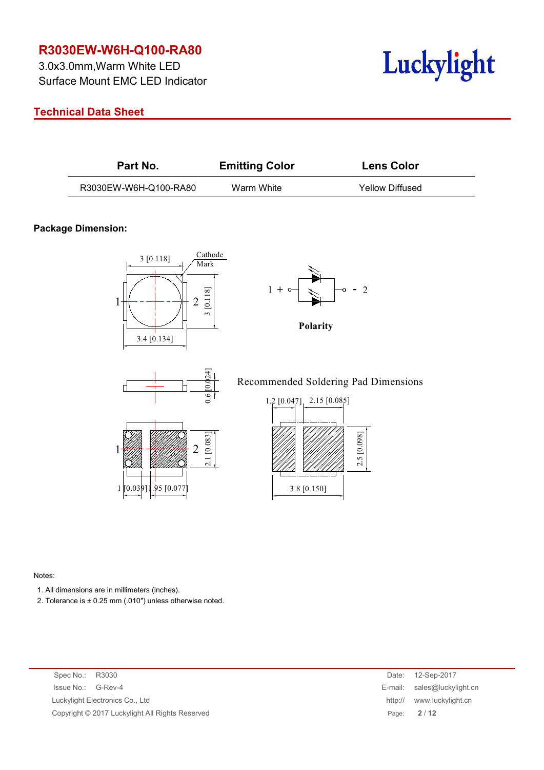# R3030EW-W6H-Q100-RA80

3.0x3.0mm,Warm White LED
Surface Mount EMC LED Indicator

## Technical Data Sheet

| Part No. | Emitting Color | Lens Color |
|---|---|---|
| R3030EW-W6H-Q100-RA80 | Warm White | Yellow Diffused |

### Package Dimension:

Polarity

Recommended Soldering Pad Dimensions

Notes:

1. All dimensions are in millimeters (inches).
2. Tolerance is ± 0.25 mm (.010″) unless otherwise noted.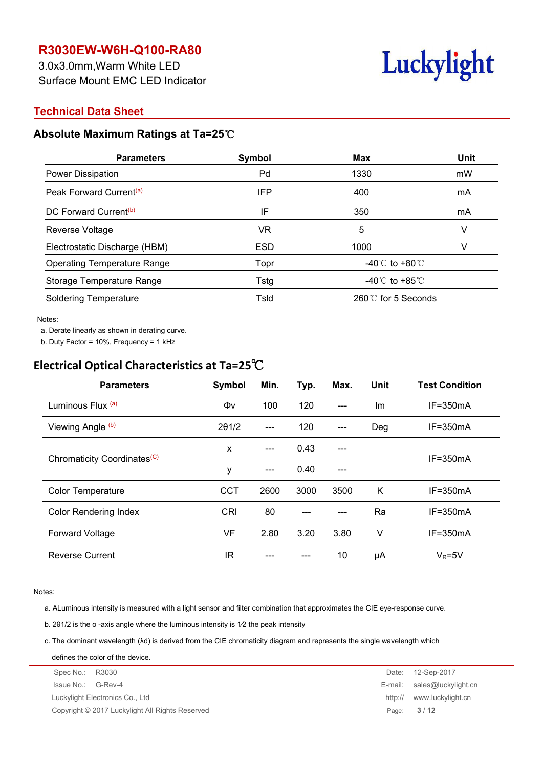# R3030EW-W6H-Q100-RA80

3.0x3.0mm,Warm White LED
Surface Mount EMC LED Indicator

## Technical Data Sheet

### Absolute Maximum Ratings at Ta=25℃

| Parameters | Symbol | Max | Unit |
|---|---|---|---|
| Power Dissipation | Pd | 1330 | mW |
| Peak Forward Current[a] | IFP | 400 | mA |
| DC Forward Current[b] | IF | 350 | mA |
| Reverse Voltage | VR | 5 | V |
| Electrostatic Discharge (HBM) | ESD | 1000 | V |
| Operating Temperature Range | Topr | -40℃ to +80℃ | |
| Storage Temperature Range | Tstg | -40℃ to +85℃ | |
| Soldering Temperature | Tsld | 260℃ for 5 Seconds | |

Notes:

a. Derate linearly as shown in derating curve.

b. Duty Factor = 10%, Frequency = 1 kHz

### Electrical Optical Characteristics at Ta=25℃

| Parameters | Symbol | Min. | Typ. | Max. | Unit | Test Condition |
|---|---|---|---|---|---|---|
| Luminous Flux [a] | Φv | 100 | 120 | --- | lm | IF=350mA |
| Viewing Angle [b] | 2θ1/2 | --- | 120 | --- | Deg | IF=350mA |
| Chromaticity Coordinates[C] | x | --- | 0.43 | --- | | IF=350mA |
| | y | --- | 0.40 | --- | | |
| Color Temperature | CCT | 2600 | 3000 | 3500 | K | IF=350mA |
| Color Rendering Index | CRI | 80 | --- | --- | Ra | IF=350mA |
| Forward Voltage | VF | 2.80 | 3.20 | 3.80 | V | IF=350mA |
| Reverse Current | IR | --- | --- | 10 | μA | $V_R$=5V |

Notes:

a. ALuminous intensity is measured with a light sensor and filter combination that approximates the CIE eye-response curve.

b. 2θ1/2 is the o -axis angle where the luminous intensity is 1⁄2 the peak intensity

c. The dominant wavelength (λd) is derived from the CIE chromaticity diagram and represents the single wavelength which defines the color of the device.

Spec No.: R3030 Date: 12-Sep-2017
Issue No.: G-Rev-4 E-mail: sales@luckylight.cn
Luckylight Electronics Co., Ltd http:// www.luckylight.cn
Copyright © 2017 Luckylight All Rights Reserved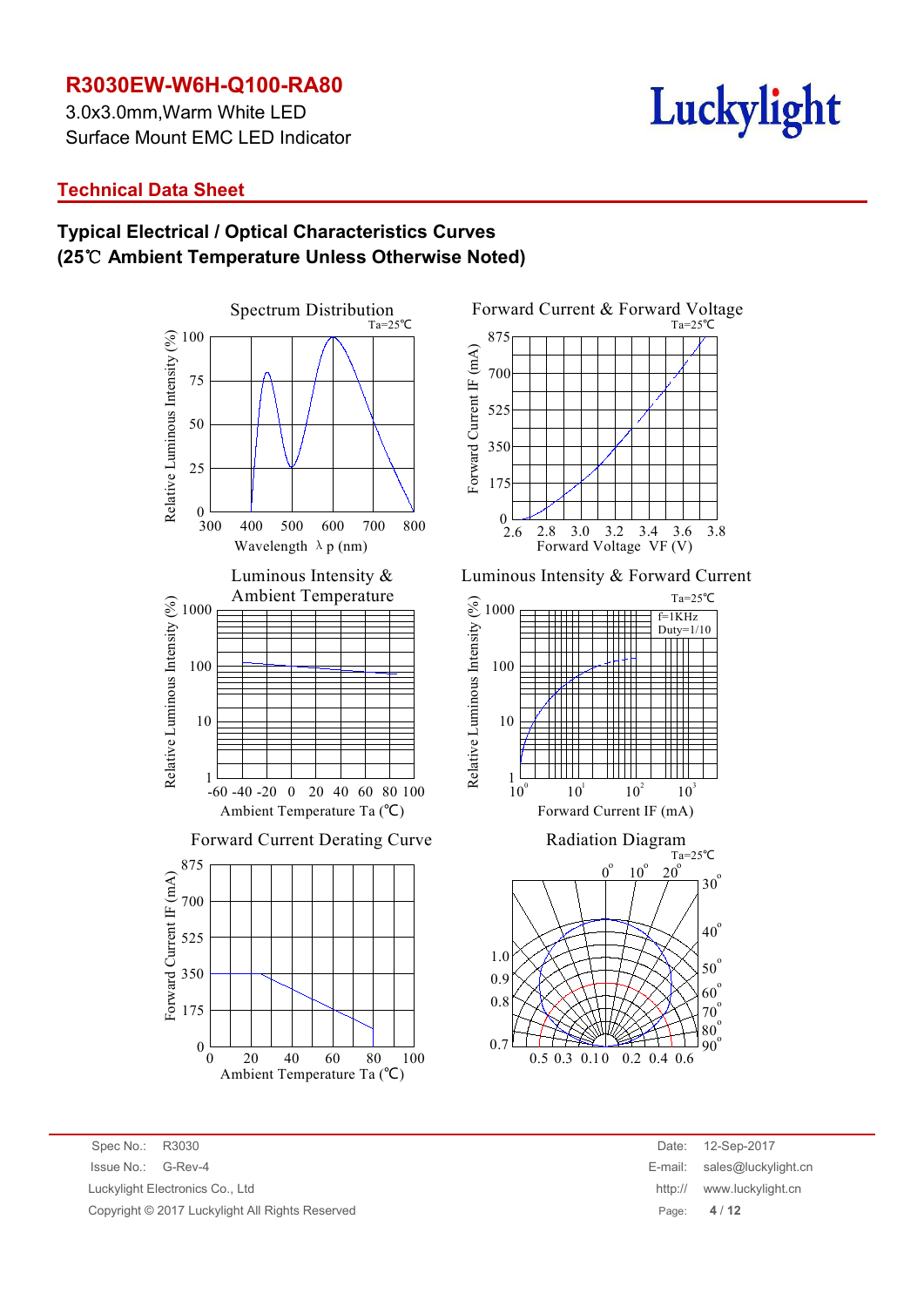# R3030EW-W6H-Q100-RA80

3.0x3.0mm,Warm White LED
Surface Mount EMC LED Indicator

## Technical Data Sheet

### Typical Electrical / Optical Characteristics Curves
### (25℃ Ambient Temperature Unless Otherwise Noted)

Spectrum Distribution
Ta=25℃
Relative Luminous Intensity (%)
Wavelength λp (nm)

Forward Current & Forward Voltage
Ta=25℃
Forward Current IF (mA)
Forward Voltage VF (V)

Luminous Intensity & Ambient Temperature
Relative Luminous Intensity (%)
Ambient Temperature Ta (℃)

Luminous Intensity & Forward Current
Ta=25℃
f=1KHz
Duty=1/10
Relative Luminous Intensity (%)
Forward Current IF (mA)

Forward Current Derating Curve
Forward Current IF (mA)
Ambient Temperature Ta (℃)

Radiation Diagram
Ta=25℃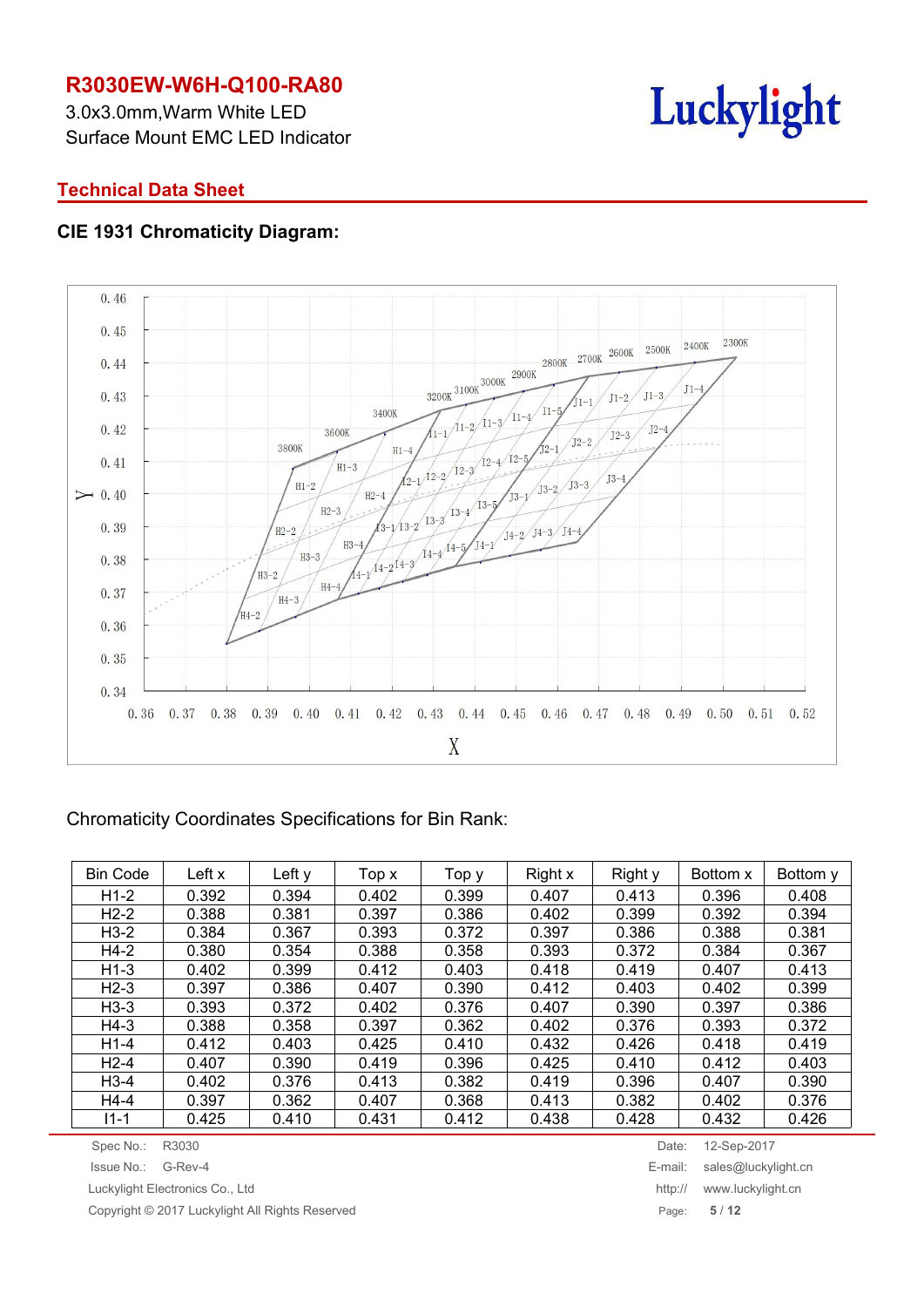# R3030EW-W6H-Q100-RA80

3.0x3.0mm,Warm White LED
Surface Mount EMC LED Indicator

## Technical Data Sheet

### CIE 1931 Chromaticity Diagram:

Chromaticity Coordinates Specifications for Bin Rank:

| Bin Code | Left x | Left y | Top x | Top y | Right x | Right y | Bottom x | Bottom y |
|---|---|---|---|---|---|---|---|---|
| H1-2 | 0.392 | 0.394 | 0.402 | 0.399 | 0.407 | 0.413 | 0.396 | 0.408 |
| H2-2 | 0.388 | 0.381 | 0.397 | 0.386 | 0.402 | 0.399 | 0.392 | 0.394 |
| H3-2 | 0.384 | 0.367 | 0.393 | 0.372 | 0.397 | 0.386 | 0.388 | 0.381 |
| H4-2 | 0.380 | 0.354 | 0.388 | 0.358 | 0.393 | 0.372 | 0.384 | 0.367 |
| H1-3 | 0.402 | 0.399 | 0.412 | 0.403 | 0.418 | 0.419 | 0.407 | 0.413 |
| H2-3 | 0.397 | 0.386 | 0.407 | 0.390 | 0.412 | 0.403 | 0.402 | 0.399 |
| H3-3 | 0.393 | 0.372 | 0.402 | 0.376 | 0.407 | 0.390 | 0.397 | 0.386 |
| H4-3 | 0.388 | 0.358 | 0.397 | 0.362 | 0.402 | 0.376 | 0.393 | 0.372 |
| H1-4 | 0.412 | 0.403 | 0.425 | 0.410 | 0.432 | 0.426 | 0.418 | 0.419 |
| H2-4 | 0.407 | 0.390 | 0.419 | 0.396 | 0.425 | 0.410 | 0.412 | 0.403 |
| H3-4 | 0.402 | 0.376 | 0.413 | 0.382 | 0.419 | 0.396 | 0.407 | 0.390 |
| H4-4 | 0.397 | 0.362 | 0.407 | 0.368 | 0.413 | 0.382 | 0.402 | 0.376 |
| I1-1 | 0.425 | 0.410 | 0.431 | 0.412 | 0.438 | 0.428 | 0.432 | 0.426 |

Spec No.: R3030
Issue No.: G-Rev-4
Luckylight Electronics Co., Ltd
Copyright © 2017 Luckylight All Rights Reserved

Date: 12-Sep-2017
E-mail: sales@luckylight.cn
http:// www.luckylight.cn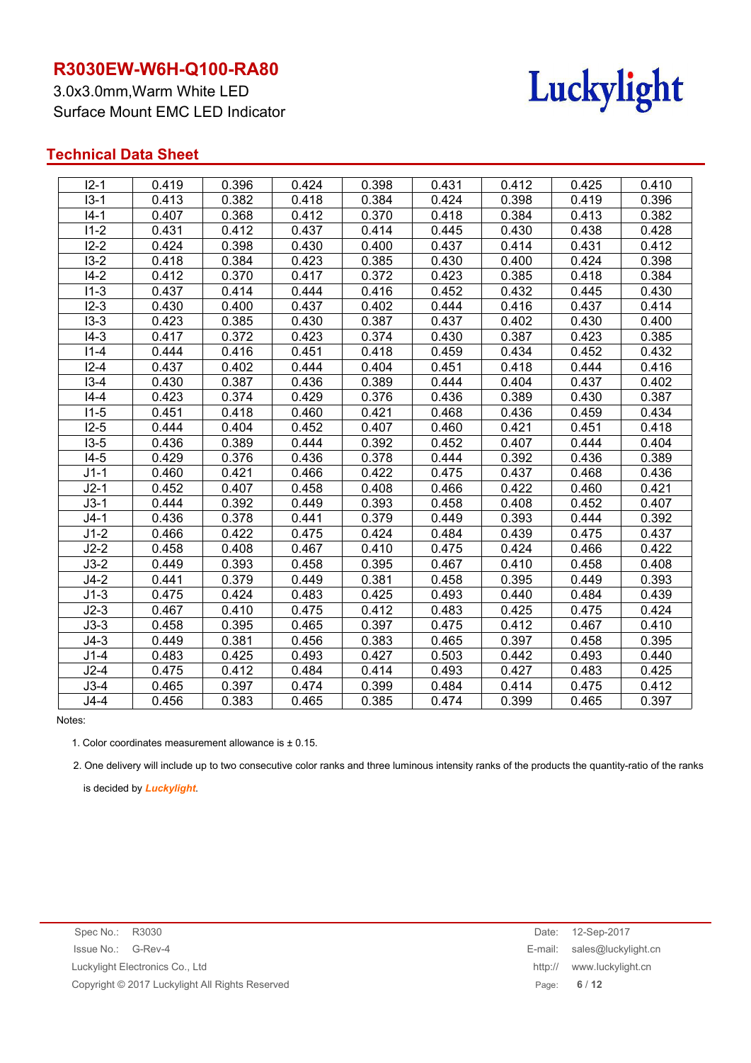# R3030EW-W6H-Q100-RA80

3.0x3.0mm,Warm White LED
Surface Mount EMC LED Indicator

## Technical Data Sheet

| | | | | | | | | |
|---|---|---|---|---|---|---|---|---|
| I2-1 | 0.419 | 0.396 | 0.424 | 0.398 | 0.431 | 0.412 | 0.425 | 0.410 |
| I3-1 | 0.413 | 0.382 | 0.418 | 0.384 | 0.424 | 0.398 | 0.419 | 0.396 |
| I4-1 | 0.407 | 0.368 | 0.412 | 0.370 | 0.418 | 0.384 | 0.413 | 0.382 |
| I1-2 | 0.431 | 0.412 | 0.437 | 0.414 | 0.445 | 0.430 | 0.438 | 0.428 |
| I2-2 | 0.424 | 0.398 | 0.430 | 0.400 | 0.437 | 0.414 | 0.431 | 0.412 |
| I3-2 | 0.418 | 0.384 | 0.423 | 0.385 | 0.430 | 0.400 | 0.424 | 0.398 |
| I4-2 | 0.412 | 0.370 | 0.417 | 0.372 | 0.423 | 0.385 | 0.418 | 0.384 |
| I1-3 | 0.437 | 0.414 | 0.444 | 0.416 | 0.452 | 0.432 | 0.445 | 0.430 |
| I2-3 | 0.430 | 0.400 | 0.437 | 0.402 | 0.444 | 0.416 | 0.437 | 0.414 |
| I3-3 | 0.423 | 0.385 | 0.430 | 0.387 | 0.437 | 0.402 | 0.430 | 0.400 |
| I4-3 | 0.417 | 0.372 | 0.423 | 0.374 | 0.430 | 0.387 | 0.423 | 0.385 |
| I1-4 | 0.444 | 0.416 | 0.451 | 0.418 | 0.459 | 0.434 | 0.452 | 0.432 |
| I2-4 | 0.437 | 0.402 | 0.444 | 0.404 | 0.451 | 0.418 | 0.444 | 0.416 |
| I3-4 | 0.430 | 0.387 | 0.436 | 0.389 | 0.444 | 0.404 | 0.437 | 0.402 |
| I4-4 | 0.423 | 0.374 | 0.429 | 0.376 | 0.436 | 0.389 | 0.430 | 0.387 |
| I1-5 | 0.451 | 0.418 | 0.460 | 0.421 | 0.468 | 0.436 | 0.459 | 0.434 |
| I2-5 | 0.444 | 0.404 | 0.452 | 0.407 | 0.460 | 0.421 | 0.451 | 0.418 |
| I3-5 | 0.436 | 0.389 | 0.444 | 0.392 | 0.452 | 0.407 | 0.444 | 0.404 |
| I4-5 | 0.429 | 0.376 | 0.436 | 0.378 | 0.444 | 0.392 | 0.436 | 0.389 |
| J1-1 | 0.460 | 0.421 | 0.466 | 0.422 | 0.475 | 0.437 | 0.468 | 0.436 |
| J2-1 | 0.452 | 0.407 | 0.458 | 0.408 | 0.466 | 0.422 | 0.460 | 0.421 |
| J3-1 | 0.444 | 0.392 | 0.449 | 0.393 | 0.458 | 0.408 | 0.452 | 0.407 |
| J4-1 | 0.436 | 0.378 | 0.441 | 0.379 | 0.449 | 0.393 | 0.444 | 0.392 |
| J1-2 | 0.466 | 0.422 | 0.475 | 0.424 | 0.484 | 0.439 | 0.475 | 0.437 |
| J2-2 | 0.458 | 0.408 | 0.467 | 0.410 | 0.475 | 0.424 | 0.466 | 0.422 |
| J3-2 | 0.449 | 0.393 | 0.458 | 0.395 | 0.467 | 0.410 | 0.458 | 0.408 |
| J4-2 | 0.441 | 0.379 | 0.449 | 0.381 | 0.458 | 0.395 | 0.449 | 0.393 |
| J1-3 | 0.475 | 0.424 | 0.483 | 0.425 | 0.493 | 0.440 | 0.484 | 0.439 |
| J2-3 | 0.467 | 0.410 | 0.475 | 0.412 | 0.483 | 0.425 | 0.475 | 0.424 |
| J3-3 | 0.458 | 0.395 | 0.465 | 0.397 | 0.475 | 0.412 | 0.467 | 0.410 |
| J4-3 | 0.449 | 0.381 | 0.456 | 0.383 | 0.465 | 0.397 | 0.458 | 0.395 |
| J1-4 | 0.483 | 0.425 | 0.493 | 0.427 | 0.503 | 0.442 | 0.493 | 0.440 |
| J2-4 | 0.475 | 0.412 | 0.484 | 0.414 | 0.493 | 0.427 | 0.483 | 0.425 |
| J3-4 | 0.465 | 0.397 | 0.474 | 0.399 | 0.484 | 0.414 | 0.475 | 0.412 |
| J4-4 | 0.456 | 0.383 | 0.465 | 0.385 | 0.474 | 0.399 | 0.465 | 0.397 |

Notes:

1. Color coordinates measurement allowance is ± 0.15.
2. One delivery will include up to two consecutive color ranks and three luminous intensity ranks of the products the quantity-ratio of the ranks is decided by ***Luckylight***.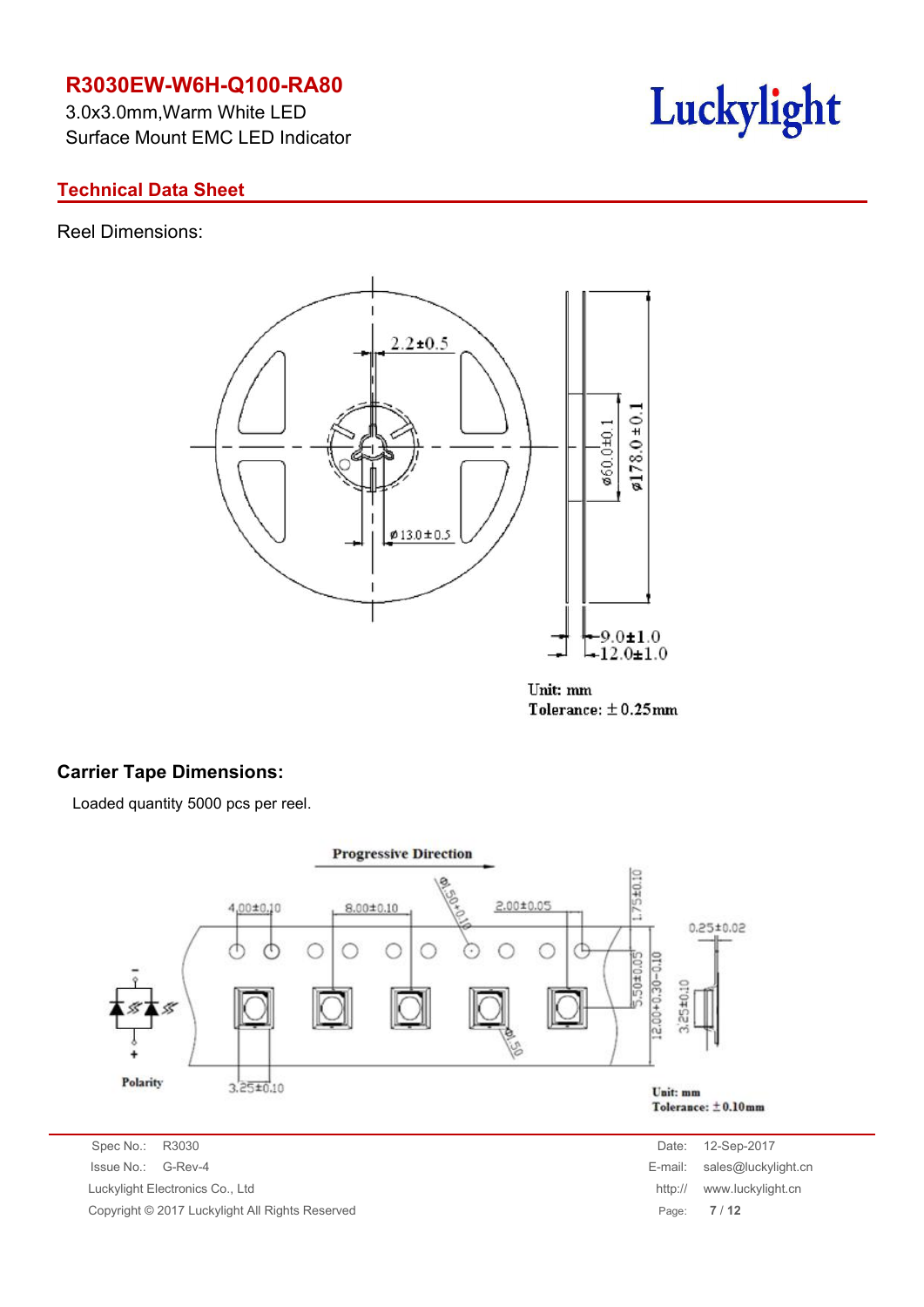# R3030EW-W6H-Q100-RA80

3.0x3.0mm,Warm White LED
Surface Mount EMC LED Indicator

## Technical Data Sheet

Reel Dimensions:

2.2±0.5

ø13.0±0.5

ø60.0±0.1

ø178.0±0.1

9.0±1.0

12.0±1.0

Unit: mm
Tolerance: ±0.25mm

### Carrier Tape Dimensions:

Loaded quantity 5000 pcs per reel.

Progressive Direction

4.00±0.10

8.00±0.10

ø1.50+0.10

2.00±0.05

1.75±0.10

0.25±0.02

5.50±0.05

12.00+0.30−0.10

3.25±0.10

ø1.50

3.25±0.10

Polarity

Unit: mm
Tolerance: ±0.10mm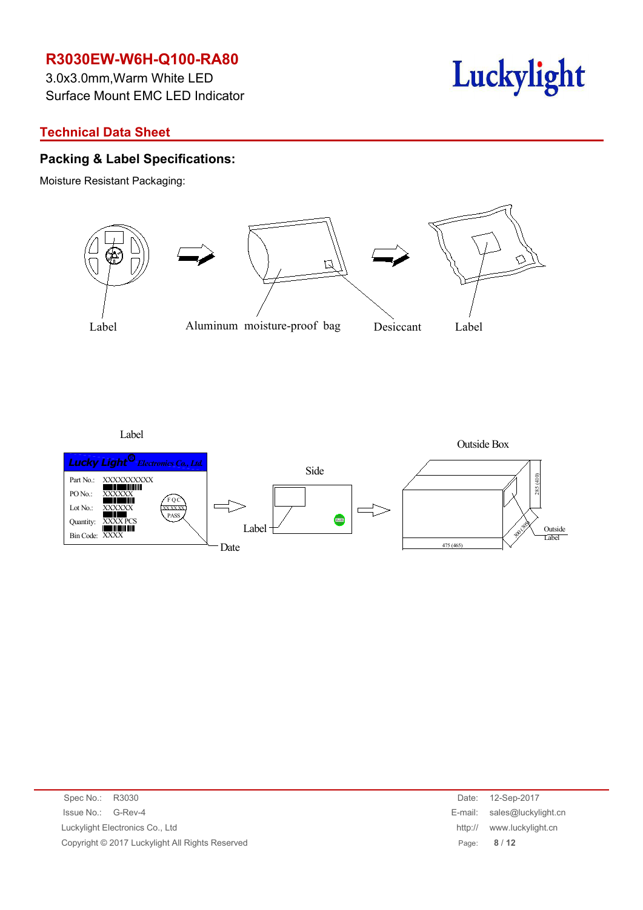# R3030EW-W6H-Q100-RA80

3.0x3.0mm,Warm White LED
Surface Mount EMC LED Indicator

## Technical Data Sheet

### Packing & Label Specifications:

Moisture Resistant Packaging:

Label    Aluminum moisture-proof bag    Desiccant    Label

Label

Lucky Light Electronics Co., Ltd

Part No.: XXXXXXXXXX
PO No.: XXXXXX
Lot No.: XXXXXX
Quantity: XXXX PCS
Bin Code: XXXX

FQC XXXXXX PASS

Date

Side

Label

Outside Box

285 (410)

300 (305)

475 (465)

Outside Label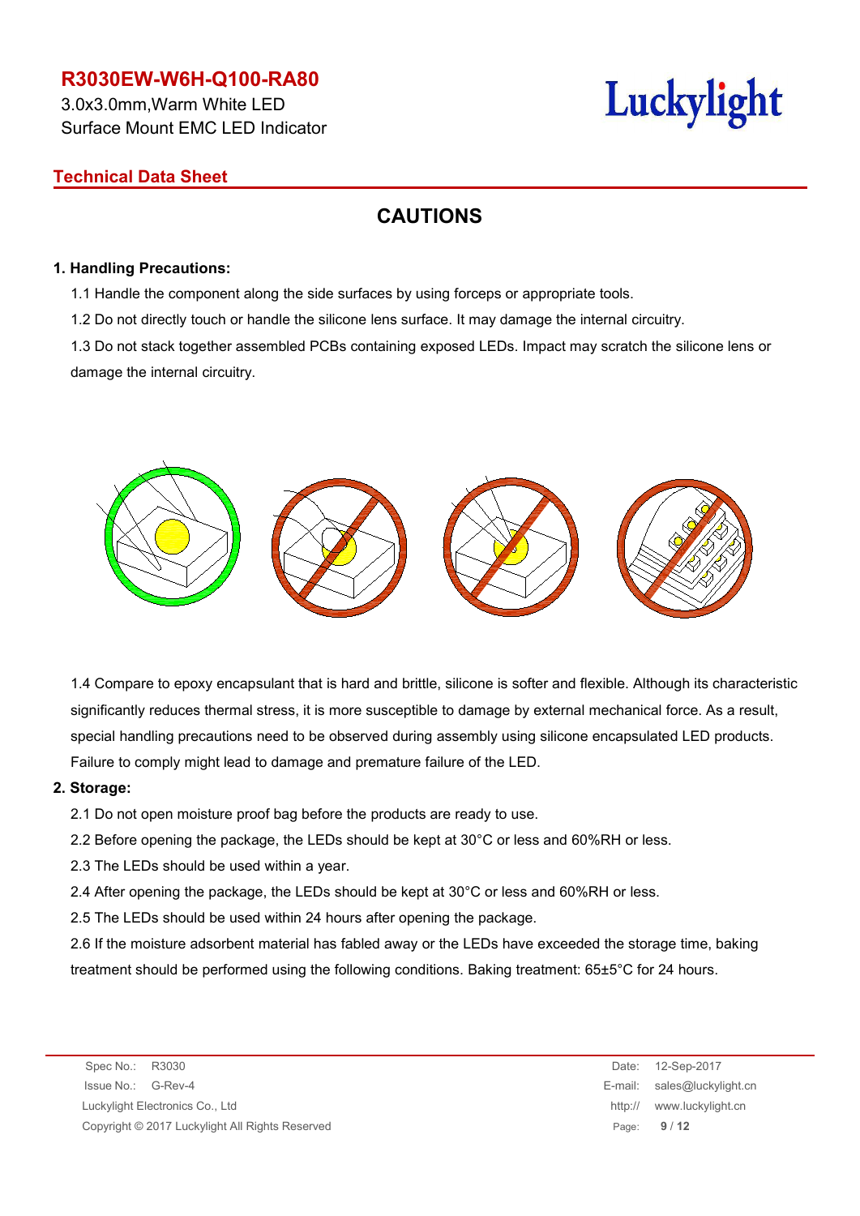# CAUTIONS

**1. Handling Precautions:**

1.1 Handle the component along the side surfaces by using forceps or appropriate tools.

1.2 Do not directly touch or handle the silicone lens surface. It may damage the internal circuitry.

1.3 Do not stack together assembled PCBs containing exposed LEDs. Impact may scratch the silicone lens or damage the internal circuitry.

1.4 Compare to epoxy encapsulant that is hard and brittle, silicone is softer and flexible. Although its characteristic significantly reduces thermal stress, it is more susceptible to damage by external mechanical force. As a result, special handling precautions need to be observed during assembly using silicone encapsulated LED products. Failure to comply might lead to damage and premature failure of the LED.

**2. Storage:**

2.1 Do not open moisture proof bag before the products are ready to use.

2.2 Before opening the package, the LEDs should be kept at 30°C or less and 60%RH or less.

2.3 The LEDs should be used within a year.

2.4 After opening the package, the LEDs should be kept at 30°C or less and 60%RH or less.

2.5 The LEDs should be used within 24 hours after opening the package.

2.6 If the moisture adsorbent material has fabled away or the LEDs have exceeded the storage time, baking treatment should be performed using the following conditions. Baking treatment: 65±5°C for 24 hours.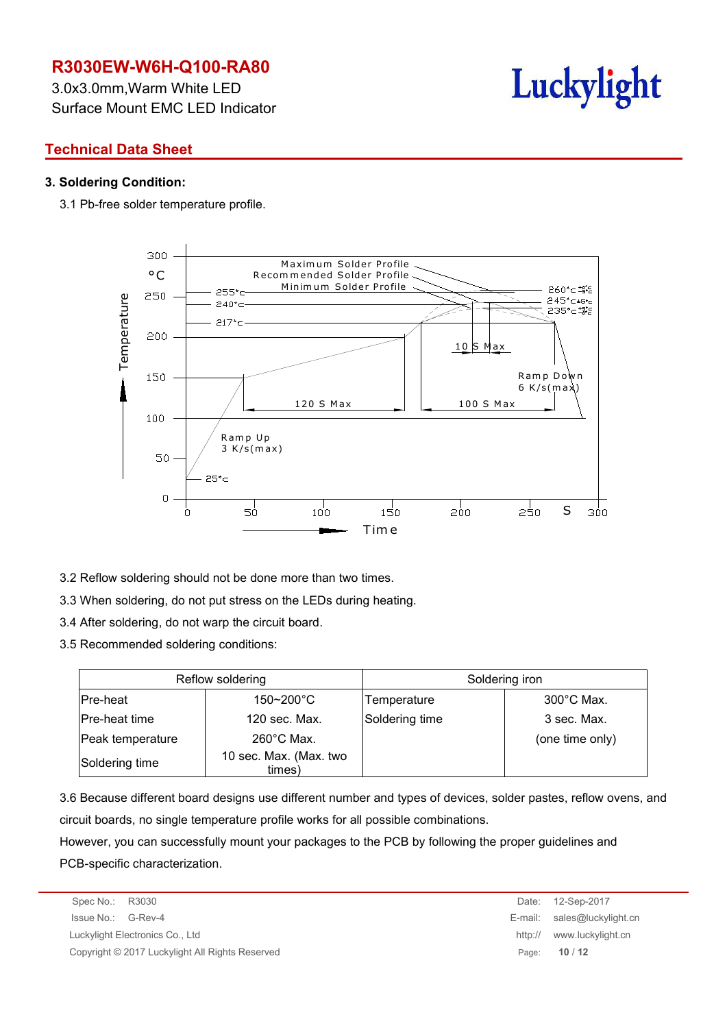### 3. Soldering Condition:

3.1 Pb-free solder temperature profile.

3.2 Reflow soldering should not be done more than two times.

3.3 When soldering, do not put stress on the LEDs during heating.

3.4 After soldering, do not warp the circuit board.

3.5 Recommended soldering conditions:

| Reflow soldering | | Soldering iron | |
|---|---|---|---|
| Pre-heat | 150~200°C | Temperature | 300°C Max. |
| Pre-heat time | 120 sec. Max. | Soldering time | 3 sec. Max. |
| Peak temperature | 260°C Max. | | (one time only) |
| Soldering time | 10 sec. Max. (Max. two times) | | |

3.6 Because different board designs use different number and types of devices, solder pastes, reflow ovens, and circuit boards, no single temperature profile works for all possible combinations.

However, you can successfully mount your packages to the PCB by following the proper guidelines and PCB-specific characterization.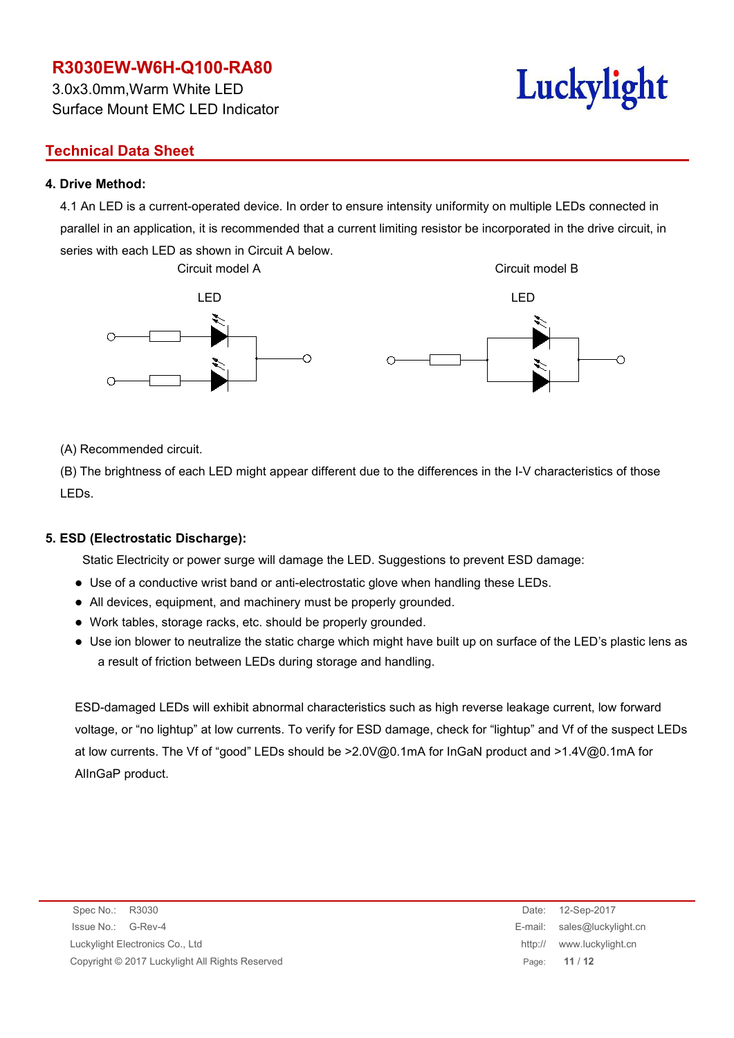## 4. Drive Method:

4.1 An LED is a current-operated device. In order to ensure intensity uniformity on multiple LEDs connected in parallel in an application, it is recommended that a current limiting resistor be incorporated in the drive circuit, in series with each LED as shown in Circuit A below.

Circuit model A

LED

Circuit model B

LED

(A) Recommended circuit.

(B) The brightness of each LED might appear different due to the differences in the I-V characteristics of those LEDs.

## 5. ESD (Electrostatic Discharge):

Static Electricity or power surge will damage the LED. Suggestions to prevent ESD damage:

- Use of a conductive wrist band or anti-electrostatic glove when handling these LEDs.
- All devices, equipment, and machinery must be properly grounded.
- Work tables, storage racks, etc. should be properly grounded.
- Use ion blower to neutralize the static charge which might have built up on surface of the LED's plastic lens as a result of friction between LEDs during storage and handling.

ESD-damaged LEDs will exhibit abnormal characteristics such as high reverse leakage current, low forward voltage, or "no lightup" at low currents. To verify for ESD damage, check for "lightup" and Vf of the suspect LEDs at low currents. The Vf of "good" LEDs should be >2.0V@0.1mA for InGaN product and >1.4V@0.1mA for AlInGaP product.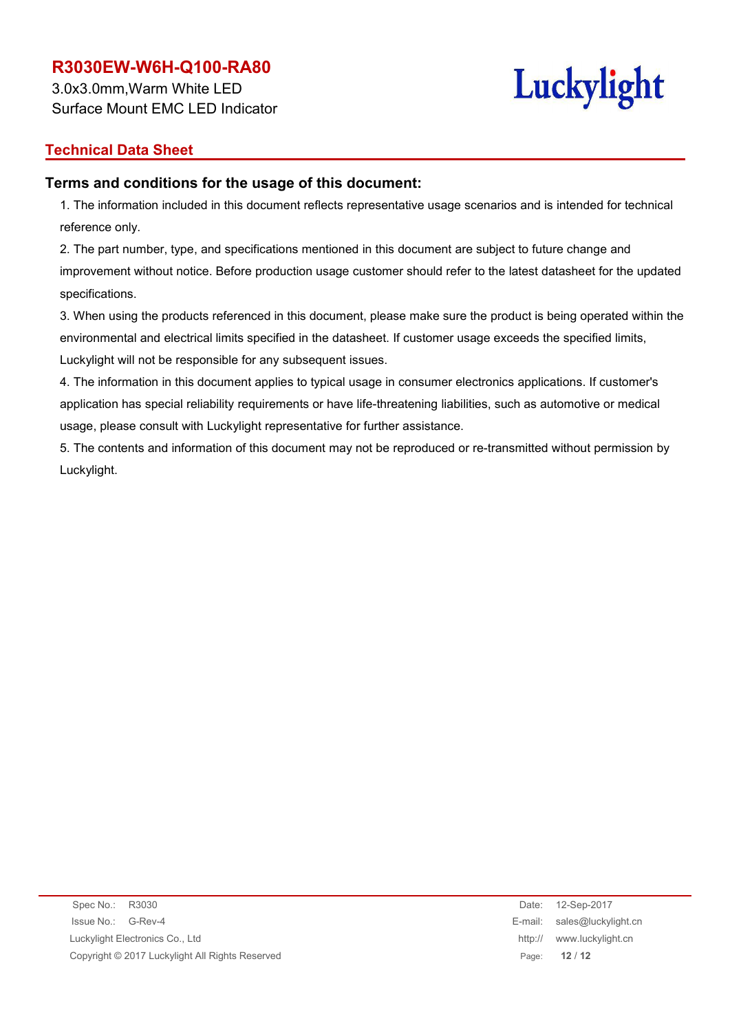## Technical Data Sheet

### Terms and conditions for the usage of this document:

1. The information included in this document reflects representative usage scenarios and is intended for technical reference only.
2. The part number, type, and specifications mentioned in this document are subject to future change and improvement without notice. Before production usage customer should refer to the latest datasheet for the updated specifications.
3. When using the products referenced in this document, please make sure the product is being operated within the environmental and electrical limits specified in the datasheet. If customer usage exceeds the specified limits, Luckylight will not be responsible for any subsequent issues.
4. The information in this document applies to typical usage in consumer electronics applications. If customer's application has special reliability requirements or have life-threatening liabilities, such as automotive or medical usage, please consult with Luckylight representative for further assistance.
5. The contents and information of this document may not be reproduced or re-transmitted without permission by Luckylight.